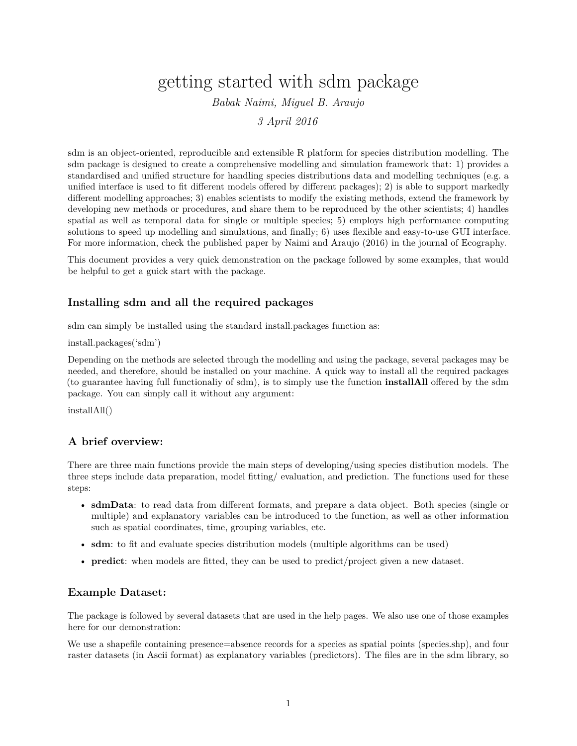# getting started with sdm package

*Babak Naimi, Miguel B. Araujo*

*3 April 2016*

sdm is an object-oriented, reproducible and extensible R platform for species distribution modelling. The sdm package is designed to create a comprehensive modelling and simulation framework that: 1) provides a standardised and unified structure for handling species distributions data and modelling techniques (e.g. a unified interface is used to fit different models offered by different packages); 2) is able to support markedly different modelling approaches; 3) enables scientists to modify the existing methods, extend the framework by developing new methods or procedures, and share them to be reproduced by the other scientists; 4) handles spatial as well as temporal data for single or multiple species; 5) employs high performance computing solutions to speed up modelling and simulations, and finally; 6) uses flexible and easy-to-use GUI interface. For more information, check the published paper by Naimi and Araujo (2016) in the journal of Ecography.

This document provides a very quick demonstration on the package followed by some examples, that would be helpful to get a guick start with the package.

### Installing sdm and all the required packages

sdm can simply be installed using the standard install.packages function as:

install.packages('sdm')

Depending on the methods are selected through the modelling and using the package, several packages may be needed, and therefore, should be installed on your machine. A quick way to install all the required packages (to guarantee having full functionaliy of sdm), is to simply use the function **installAll** offered by the sdm package. You can simply call it without any argument:

installAll()

### A brief overview:

There are three main functions provide the main steps of developing/using species distibution models. The three steps include data preparation, model fitting/ evaluation, and prediction. The functions used for these steps:

- **sdmData**: to read data from different formats, and prepare a data object. Both species (single or multiple) and explanatory variables can be introduced to the function, as well as other information such as spatial coordinates, time, grouping variables, etc.
- **sdm**: to fit and evaluate species distribution models (multiple algorithms can be used)
- **predict**: when models are fitted, they can be used to predict/project given a new dataset.

### Example Dataset:

The package is followed by several datasets that are used in the help pages. We also use one of those examples here for our demonstration:

We use a shapefile containing presence=absence records for a species as spatial points (species.shp), and four raster datasets (in Ascii format) as explanatory variables (predictors). The files are in the sdm library, so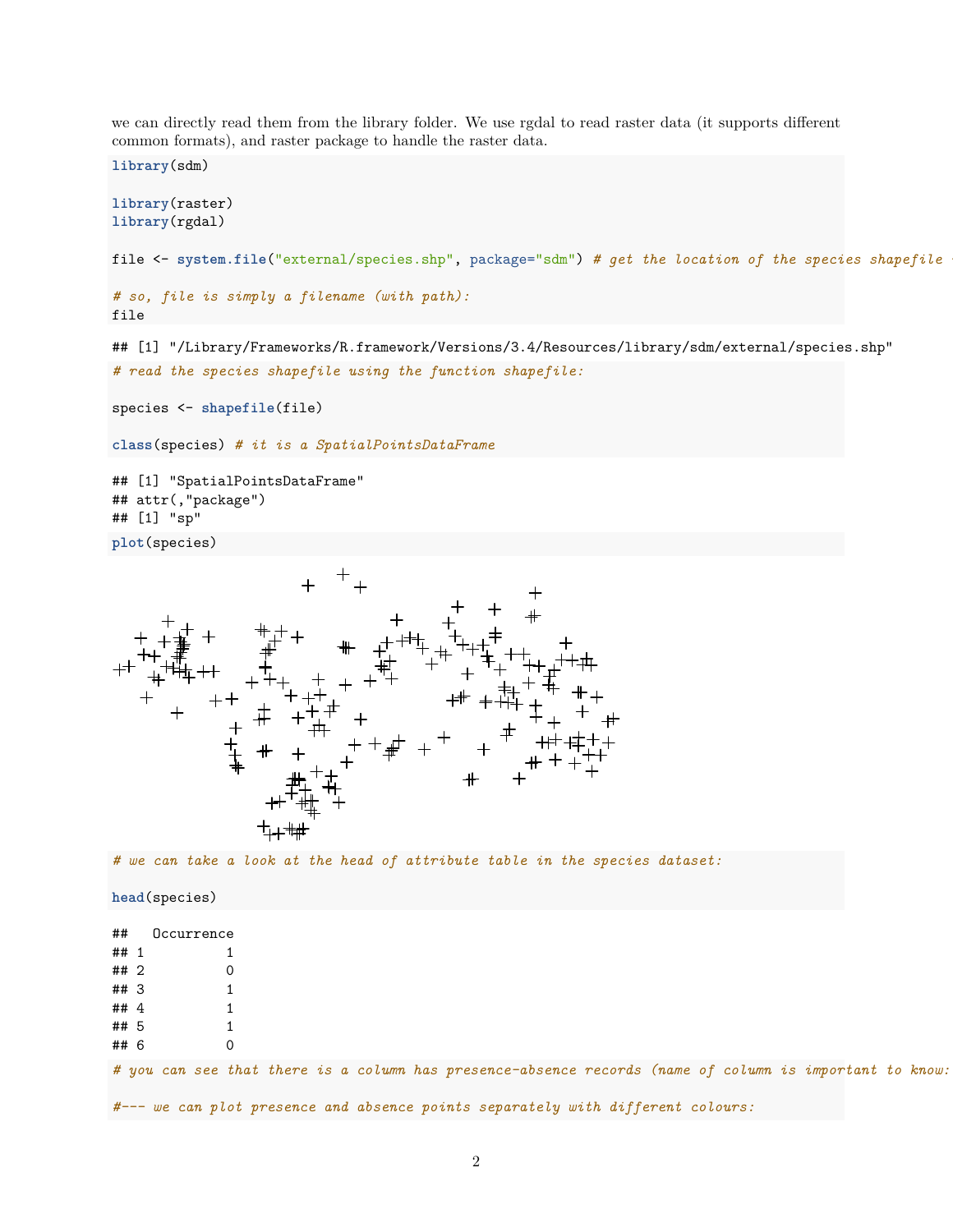we can directly read them from the library folder. We use rgdal to read raster data (it supports different common formats), and raster package to handle the raster data.

```r
library(sdm)

library(raster)
library(rgdal)

file <- system.file("external/species.shp", package="sdm") # get the location of the species shapefile 

# so, file is simply a filename (with path):
file
```

```
## [1] "/Library/Frameworks/R.framework/Versions/3.4/Resources/library/sdm/external/species.shp"
```

```r
# read the species shapefile using the function shapefile:

species <- shapefile(file)

class(species) # it is a SpatialPointsDataFrame
```

```
## [1] "SpatialPointsDataFrame"
## attr(,"package")
## [1] "sp"
```

```r
plot(species)
```

```r
# we can take a look at the head of attribute table in the species dataset:

head(species)
```

```
##   Occurrence
## 1          1
## 2          0
## 3          1
## 4          1
## 5          1
## 6          0
```

```r
# you can see that there is a column has presence-absence records (name of column is important to know:

#--- we can plot presence and absence points separately with different colours:
```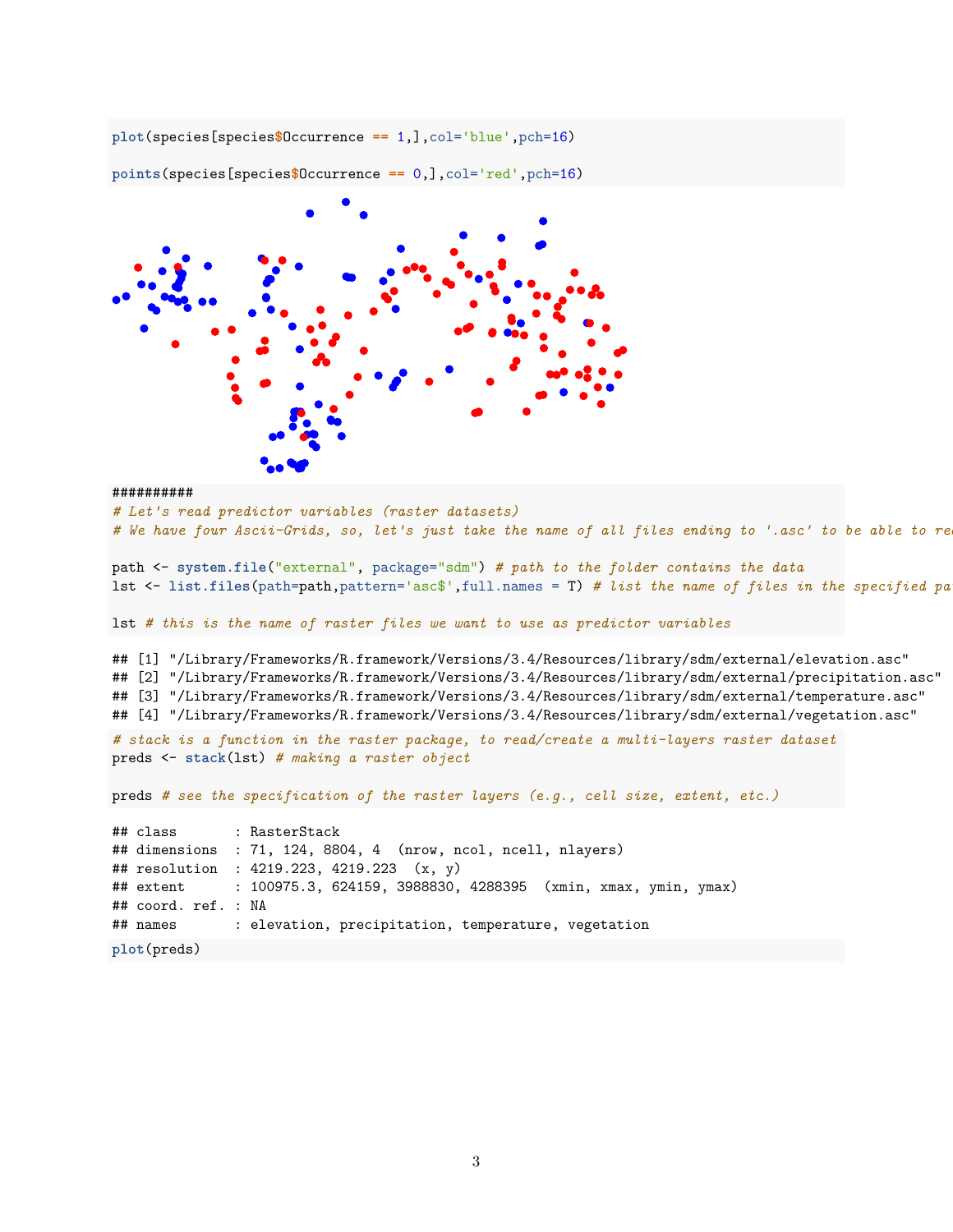```r
plot(species[species$Occurrence == 1,],col='blue',pch=16)

points(species[species$Occurrence == 0,],col='red',pch=16)
```

```r
##########
# Let's read predictor variables (raster datasets)
# We have four Ascii-Grids, so, let's just take the name of all files ending to '.asc' to be able to re

path <- system.file("external", package="sdm") # path to the folder contains the data
lst <- list.files(path=path,pattern='asc$',full.names = T) # list the name of files in the specified pa

lst # this is the name of raster files we want to use as predictor variables
```

```
## [1] "/Library/Frameworks/R.framework/Versions/3.4/Resources/library/sdm/external/elevation.asc"
## [2] "/Library/Frameworks/R.framework/Versions/3.4/Resources/library/sdm/external/precipitation.asc"
## [3] "/Library/Frameworks/R.framework/Versions/3.4/Resources/library/sdm/external/temperature.asc"
## [4] "/Library/Frameworks/R.framework/Versions/3.4/Resources/library/sdm/external/vegetation.asc"
```

```r
# stack is a function in the raster package, to read/create a multi-layers raster dataset
preds <- stack(lst) # making a raster object

preds # see the specification of the raster layers (e.g., cell size, extent, etc.)
```

```
## class       : RasterStack
## dimensions  : 71, 124, 8804, 4  (nrow, ncol, ncell, nlayers)
## resolution  : 4219.223, 4219.223  (x, y)
## extent      : 100975.3, 624159, 3988830, 4288395  (xmin, xmax, ymin, ymax)
## coord. ref. : NA
## names       : elevation, precipitation, temperature, vegetation
```

```r
plot(preds)
```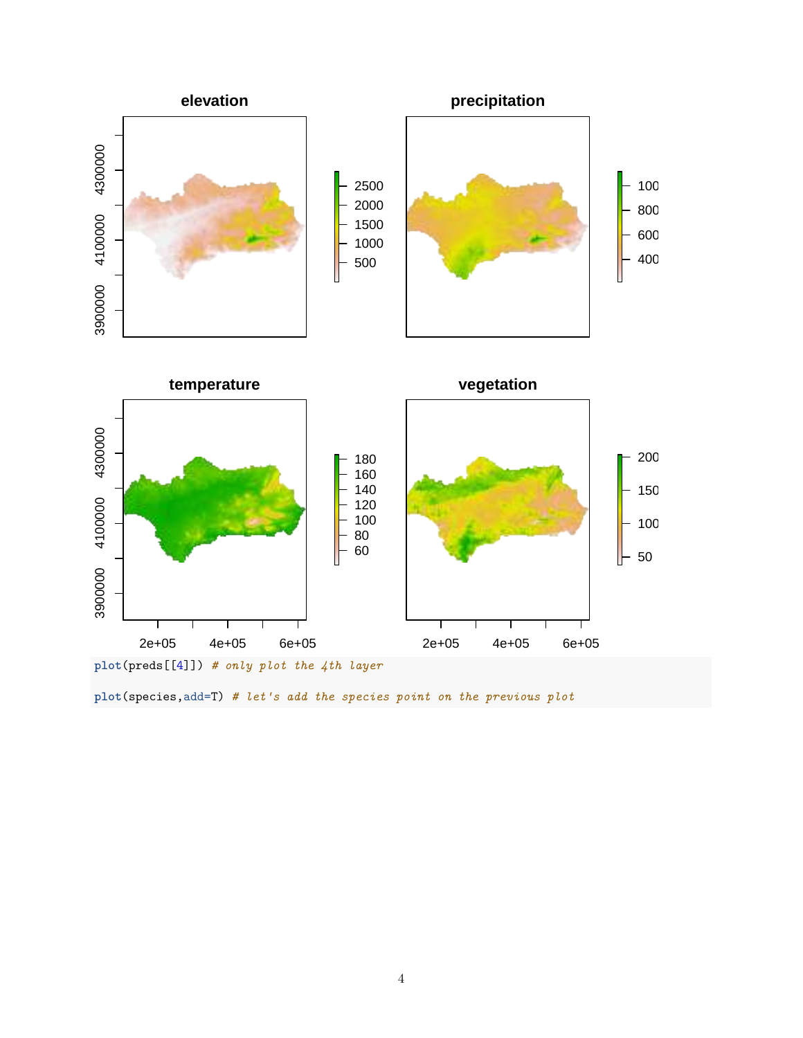```
plot(preds[[4]]) # only plot the 4th layer

plot(species,add=T) # let's add the species point on the previous plot
```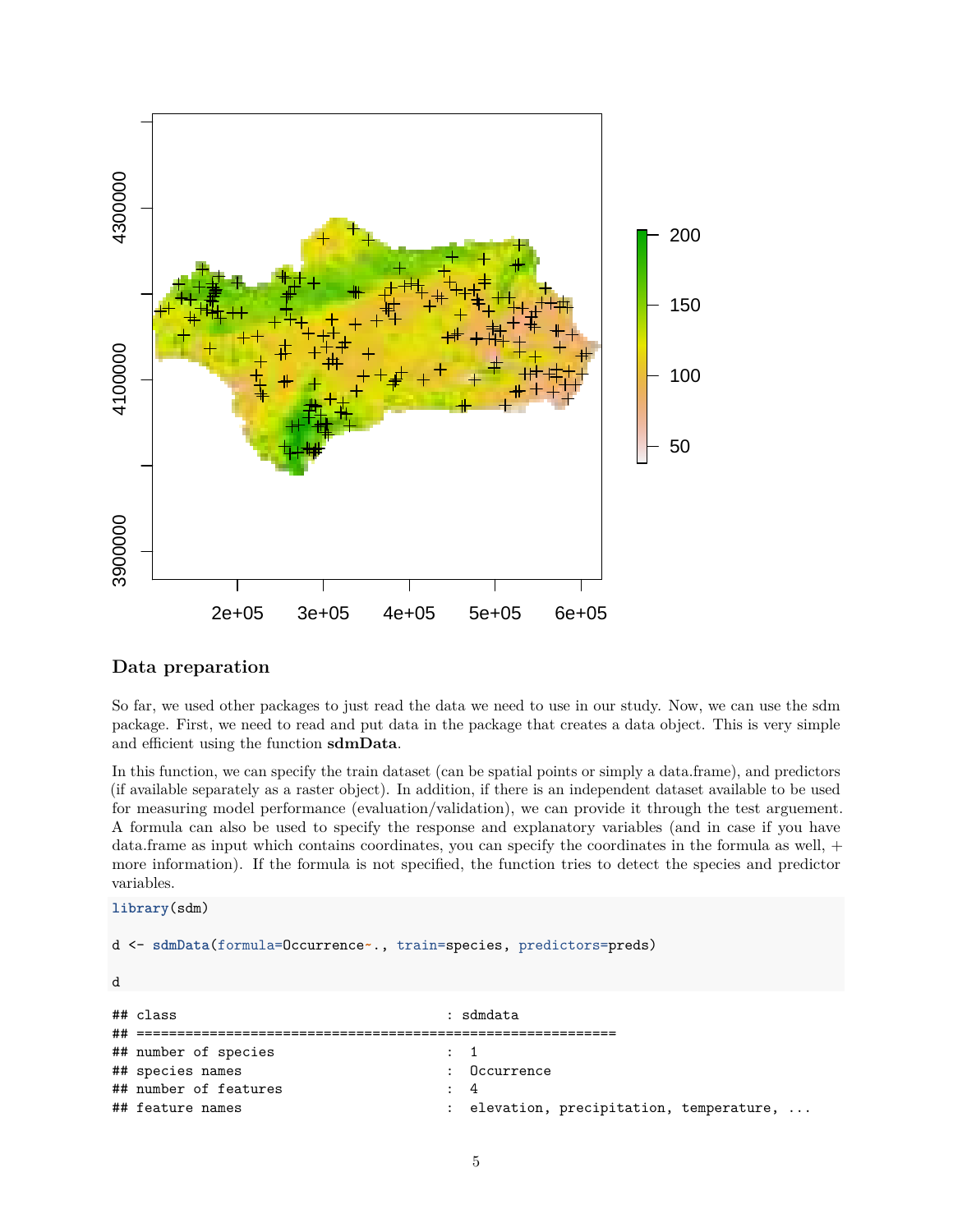## Data preparation

So far, we used other packages to just read the data we need to use in our study. Now, we can use the sdm package. First, we need to read and put data in the package that creates a data object. This is very simple and efficient using the function **sdmData**.

In this function, we can specify the train dataset (can be spatial points or simply a data.frame), and predictors (if available separately as a raster object). In addition, if there is an independent dataset available to be used for measuring model performance (evaluation/validation), we can provide it through the test arguement. A formula can also be used to specify the response and explanatory variables (and in case if you have data.frame as input which contains coordinates, you can specify the coordinates in the formula as well, + more information). If the formula is not specified, the function tries to detect the species and predictor variables.

```
library(sdm)

d <- sdmData(formula=Occurrence~., train=species, predictors=preds)

d
```

```
## class                                 : sdmdata
## ===========================================================
## number of species                     :  1
## species names                         :  Occurrence
## number of features                    :  4
## feature names                         :  elevation, precipitation, temperature, ...
```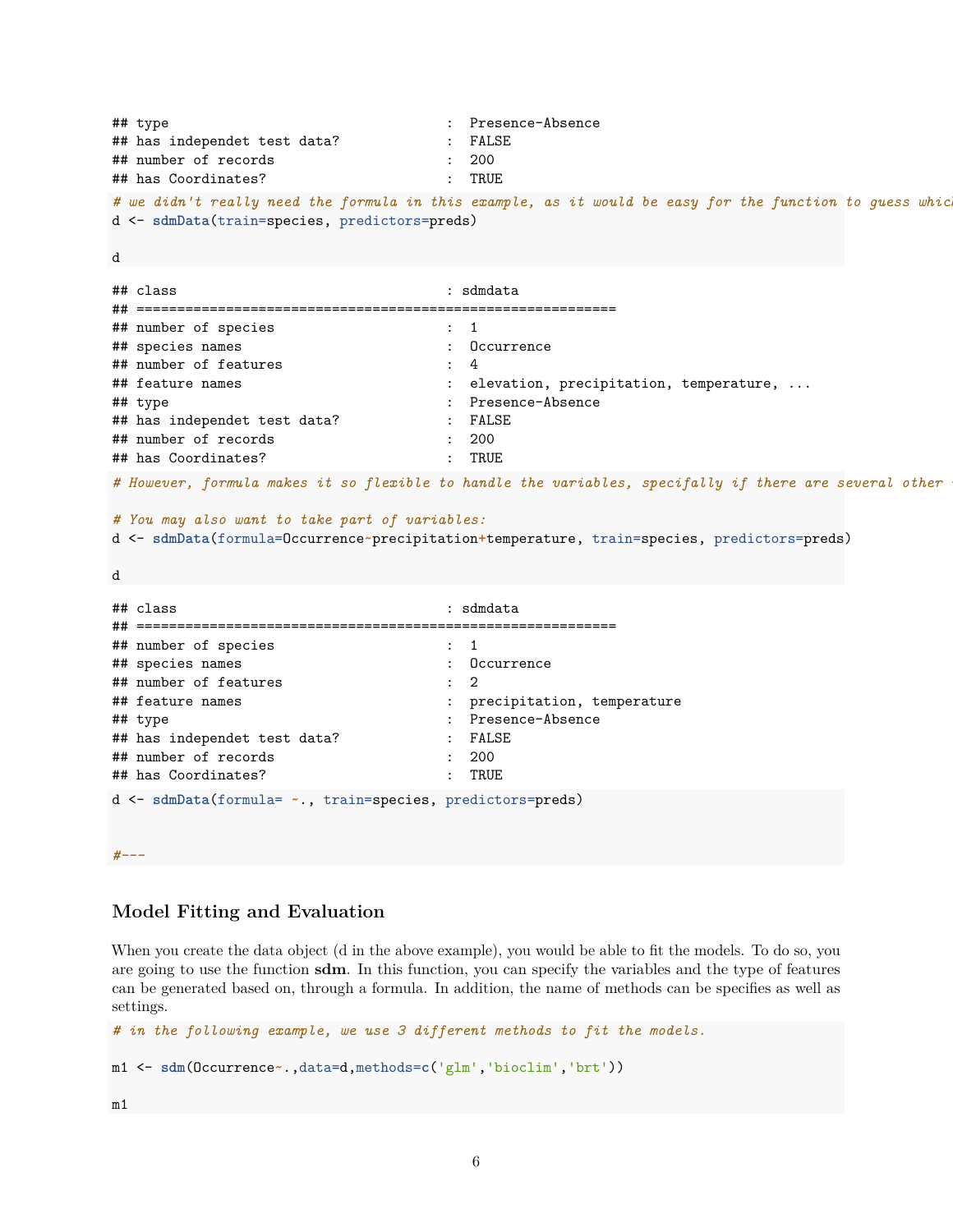```
## type                                    :  Presence-Absence
## has independet test data?               :  FALSE
## number of records                       :  200
## has Coordinates?                        :  TRUE
```

```
# we didn't really need the formula in this example, as it would be easy for the function to guess which
d <- sdmData(train=species, predictors=preds)

d
```

```
## class                                   : sdmdata
## ===========================================================
## number of species                       :  1
## species names                           :  Occurrence
## number of features                      :  4
## feature names                           :  elevation, precipitation, temperature, ...
## type                                    :  Presence-Absence
## has independet test data?               :  FALSE
## number of records                       :  200
## has Coordinates?                        :  TRUE
```

```
# However, formula makes it so flexible to handle the variables, specifally if there are several other

# You may also want to take part of variables:
d <- sdmData(formula=Occurrence~precipitation+temperature, train=species, predictors=preds)

d
```

```
## class                                   : sdmdata
## ===========================================================
## number of species                       :  1
## species names                           :  Occurrence
## number of features                      :  2
## feature names                           :  precipitation, temperature
## type                                    :  Presence-Absence
## has independet test data?               :  FALSE
## number of records                       :  200
## has Coordinates?                        :  TRUE
```

```
d <- sdmData(formula= ~., train=species, predictors=preds)


#---
```

### Model Fitting and Evaluation

When you create the data object (d in the above example), you would be able to fit the models. To do so, you are going to use the function **sdm**. In this function, you can specify the variables and the type of features can be generated based on, through a formula. In addition, the name of methods can be specifies as well as settings.

```
# in the following example, we use 3 different methods to fit the models.

m1 <- sdm(Occurrence~.,data=d,methods=c('glm','bioclim','brt'))

m1
```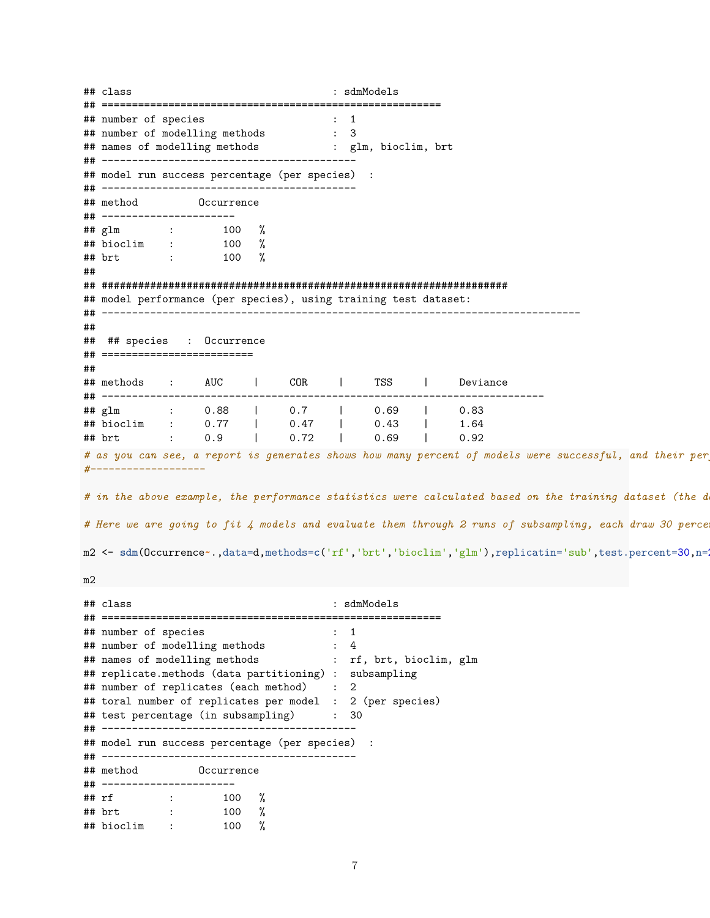```
## class                                 : sdmModels
## ========================================================
## number of species                     :  1
## number of modelling methods           :  3
## names of modelling methods            :  glm, bioclim, brt
## ------------------------------------------
## model run success percentage (per species)  :
## ------------------------------------------
## method          Occurrence
## ----------------------
## glm        :        100   %
## bioclim    :        100   %
## brt        :        100   %
##
## ###################################################################
## model performance (per species), using training test dataset:
## -------------------------------------------------------------------------------
##
##  ## species   :  Occurrence
## =========================
##
## methods    :     AUC     |     COR     |     TSS     |     Deviance
## -------------------------------------------------------------------------
## glm        :     0.88    |     0.7     |     0.69    |     0.83
## bioclim    :     0.77    |     0.47    |     0.43    |     1.64
## brt        :     0.9     |     0.72    |     0.69    |     0.92
```

```
# as you can see, a report is generates shows how many percent of models were successful, and their per
#-------------------

# in the above example, the performance statistics were calculated based on the training dataset (the da

# Here we are going to fit 4 models and evaluate them through 2 runs of subsampling, each draw 30 perce

m2 <- sdm(Occurrence~.,data=d,methods=c('rf','brt','bioclim','glm'),replicatin='sub',test.percent=30,n=2

m2
```

```
## class                                 : sdmModels
## ========================================================
## number of species                     :  1
## number of modelling methods           :  4
## names of modelling methods            :  rf, brt, bioclim, glm
## replicate.methods (data partitioning) :  subsampling
## number of replicates (each method)    :  2
## toral number of replicates per model  :  2 (per species)
## test percentage (in subsampling)      :  30
## ------------------------------------------
## model run success percentage (per species)  :
## ------------------------------------------
## method          Occurrence
## ----------------------
## rf         :        100   %
## brt        :        100   %
## bioclim    :        100   %
```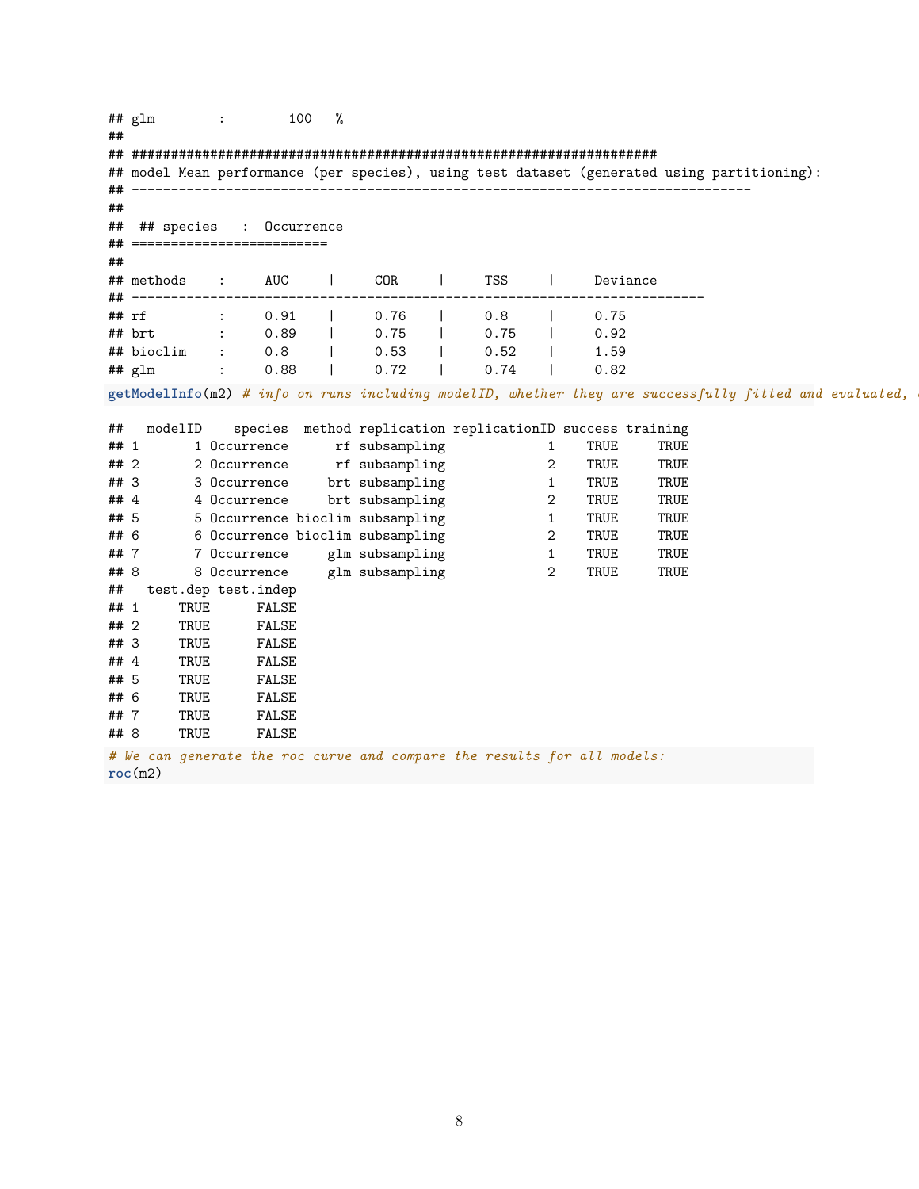```
## glm        :        100   %
##
## ######################################################################
## model Mean performance (per species), using test dataset (generated using partitioning):
## --------------------------------------------------------------------------------
##
##  ## species   :  Occurrence
## =========================
##
## methods    :     AUC     |     COR     |     TSS     |     Deviance
## -------------------------------------------------------------------------
## rf         :     0.91    |     0.76    |     0.8     |     0.75
## brt        :     0.89    |     0.75    |     0.75    |     0.92
## bioclim    :     0.8     |     0.53    |     0.52    |     1.59
## glm        :     0.88    |     0.72    |     0.74    |     0.82
```

```r
getModelInfo(m2) # info on runs including modelID, whether they are successfully fitted and evaluated, 
```

```
##   modelID    species  method replication replicationID success training
## 1       1 Occurrence      rf subsampling             1    TRUE     TRUE
## 2       2 Occurrence      rf subsampling             2    TRUE     TRUE
## 3       3 Occurrence     brt subsampling             1    TRUE     TRUE
## 4       4 Occurrence     brt subsampling             2    TRUE     TRUE
## 5       5 Occurrence bioclim subsampling             1    TRUE     TRUE
## 6       6 Occurrence bioclim subsampling             2    TRUE     TRUE
## 7       7 Occurrence     glm subsampling             1    TRUE     TRUE
## 8       8 Occurrence     glm subsampling             2    TRUE     TRUE
##   test.dep test.indep
## 1     TRUE      FALSE
## 2     TRUE      FALSE
## 3     TRUE      FALSE
## 4     TRUE      FALSE
## 5     TRUE      FALSE
## 6     TRUE      FALSE
## 7     TRUE      FALSE
## 8     TRUE      FALSE
```

```r
# We can generate the roc curve and compare the results for all models:
roc(m2)
```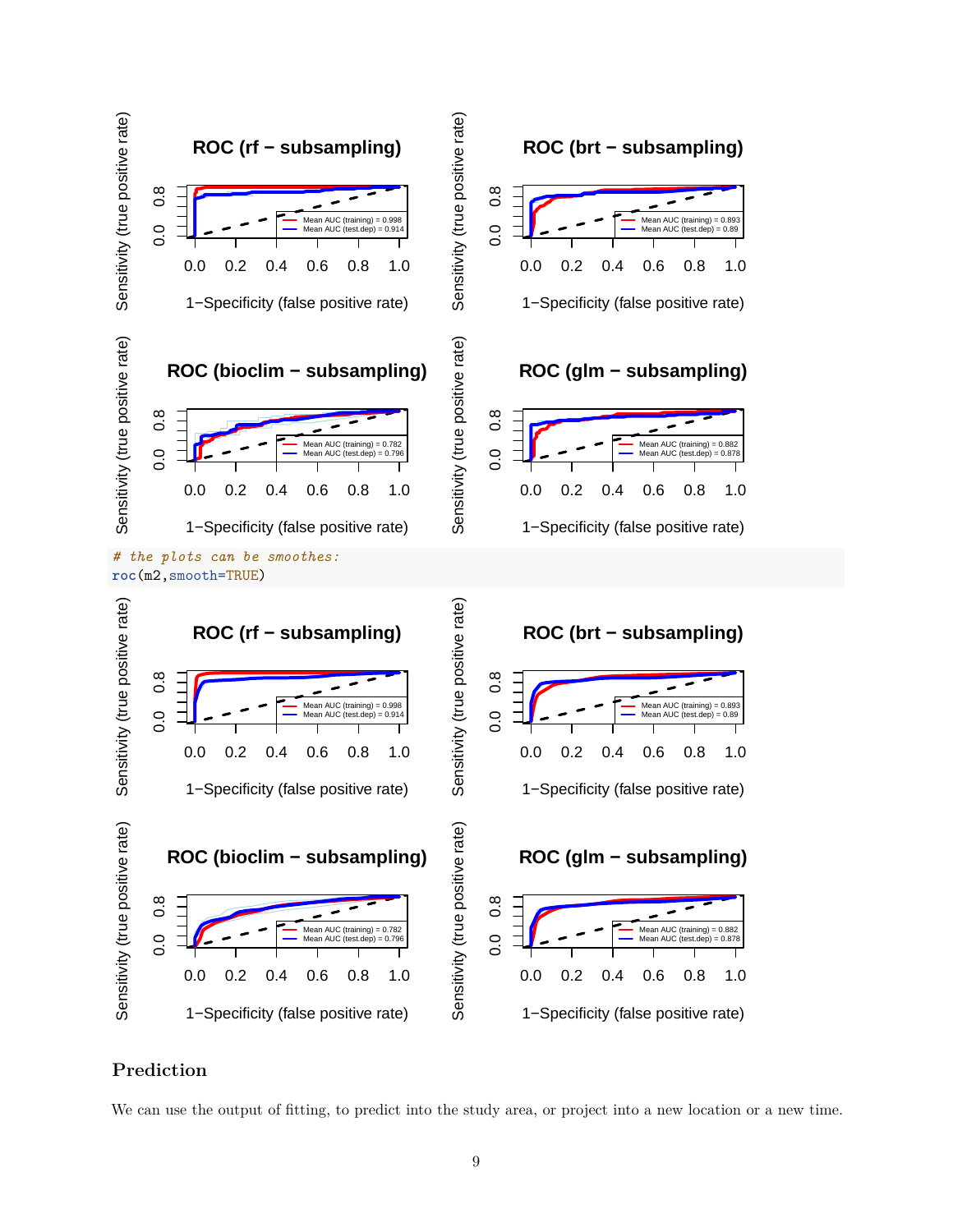```
# the plots can be smoothes:
roc(m2,smooth=TRUE)
```

### Prediction

We can use the output of fitting, to predict into the study area, or project into a new location or a new time.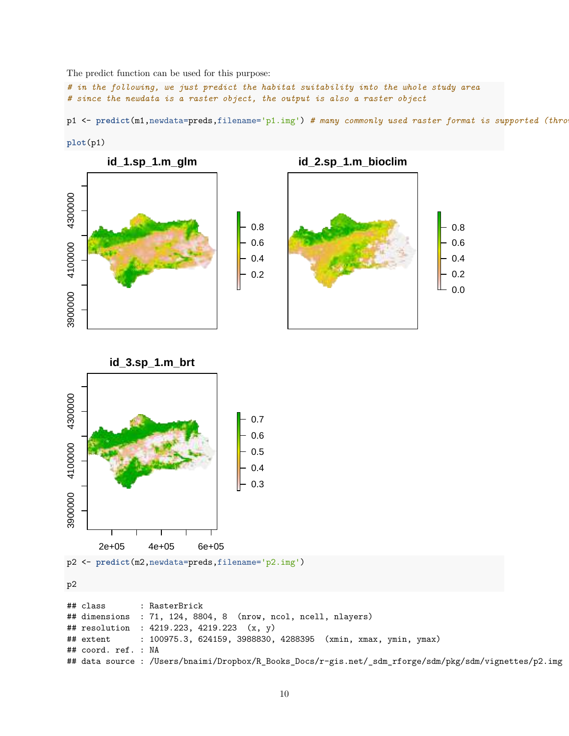The predict function can be used for this purpose:

```
# in the following, we just predict the habitat suitability into the whole study area
# since the newdata is a raster object, the output is also a raster object

p1 <- predict(m1,newdata=preds,filename='p1.img') # many commonly used raster format is supported (thro

plot(p1)
```

```
p2 <- predict(m2,newdata=preds,filename='p2.img')

p2
```

```
## class       : RasterBrick
## dimensions  : 71, 124, 8804, 8  (nrow, ncol, ncell, nlayers)
## resolution  : 4219.223, 4219.223  (x, y)
## extent      : 100975.3, 624159, 3988830, 4288395  (xmin, xmax, ymin, ymax)
## coord. ref. : NA
## data source : /Users/bnaimi/Dropbox/R_Books_Docs/r-gis.net/_sdm_rforge/sdm/pkg/sdm/vignettes/p2.img
```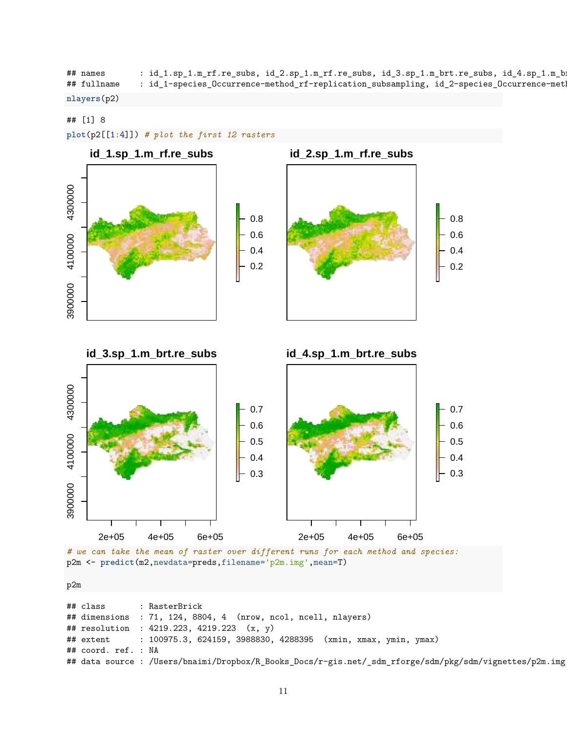```
## names       : id_1.sp_1.m_rf.re_subs, id_2.sp_1.m_rf.re_subs, id_3.sp_1.m_brt.re_subs, id_4.sp_1.m_br
## fullname    : id_1-species_Occurrence-method_rf-replication_subsampling, id_2-species_Occurrence-meth
```

```
nlayers(p2)
```

```
## [1] 8
```

```
plot(p2[[1:4]]) # plot the first 12 rasters
```

```
# we can take the mean of raster over different runs for each method and species:
p2m <- predict(m2,newdata=preds,filename='p2m.img',mean=T)

p2m
```

```
## class       : RasterBrick
## dimensions  : 71, 124, 8804, 4  (nrow, ncol, ncell, nlayers)
## resolution  : 4219.223, 4219.223  (x, y)
## extent      : 100975.3, 624159, 3988830, 4288395  (xmin, xmax, ymin, ymax)
## coord. ref. : NA
## data source : /Users/bnaimi/Dropbox/R_Books_Docs/r-gis.net/_sdm_rforge/sdm/pkg/sdm/vignettes/p2m.img
```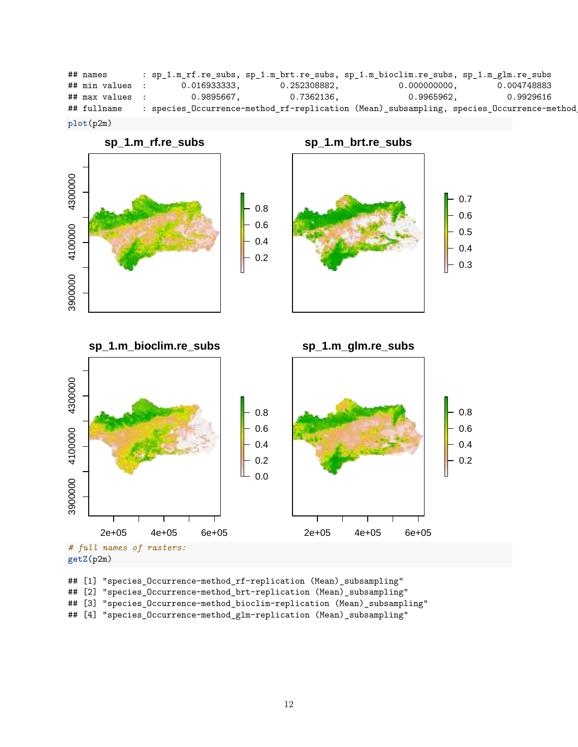```
## names       : sp_1.m_rf.re_subs, sp_1.m_brt.re_subs, sp_1.m_bioclim.re_subs, sp_1.m_glm.re_subs
## min values  :       0.016933333,        0.252308882,            0.000000000,        0.004748883
## max values  :         0.9895667,          0.7362136,              0.9965962,          0.9929616
## fullname    : species_Occurrence-method_rf-replication (Mean)_subsampling, species_Occurrence-method_
```

```r
plot(p2m)
```

```r
# full names of rasters:
getZ(p2m)
```

```
## [1] "species_Occurrence-method_rf-replication (Mean)_subsampling"
## [2] "species_Occurrence-method_brt-replication (Mean)_subsampling"
## [3] "species_Occurrence-method_bioclim-replication (Mean)_subsampling"
## [4] "species_Occurrence-method_glm-replication (Mean)_subsampling"
```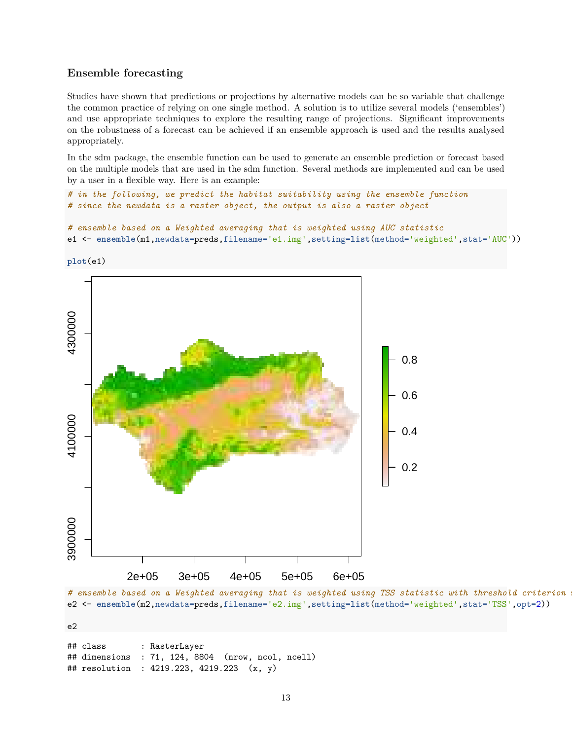### Ensemble forecasting

Studies have shown that predictions or projections by alternative models can be so variable that challenge the common practice of relying on one single method. A solution is to utilize several models ('ensembles') and use appropriate techniques to explore the resulting range of projections. Significant improvements on the robustness of a forecast can be achieved if an ensemble approach is used and the results analysed appropriately.

In the sdm package, the ensemble function can be used to generate an ensemble prediction or forecast based on the multiple models that are used in the sdm function. Several methods are implemented and can be used by a user in a flexible way. Here is an example:

```
# in the following, we predict the habitat suitability using the ensemble function
# since the newdata is a raster object, the output is also a raster object

# ensemble based on a Weighted averaging that is weighted using AUC statistic
e1 <- ensemble(m1,newdata=preds,filename='e1.img',setting=list(method='weighted',stat='AUC'))

plot(e1)
```

```
# ensemble based on a Weighted averaging that is weighted using TSS statistic with threshold criterion n
e2 <- ensemble(m2,newdata=preds,filename='e2.img',setting=list(method='weighted',stat='TSS',opt=2))

e2
```

```
## class       : RasterLayer
## dimensions  : 71, 124, 8804  (nrow, ncol, ncell)
## resolution  : 4219.223, 4219.223  (x, y)
```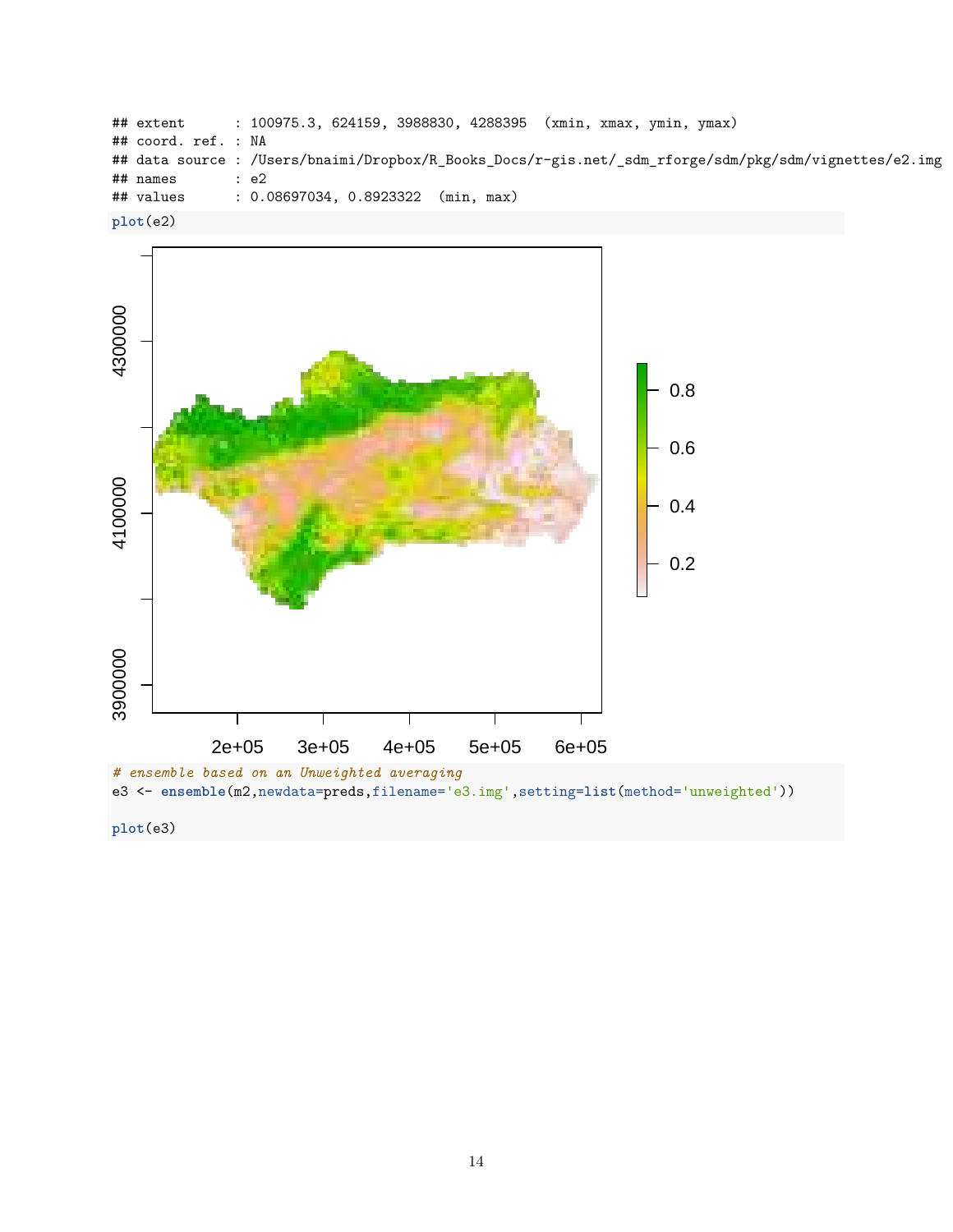```
## extent      : 100975.3, 624159, 3988830, 4288395  (xmin, xmax, ymin, ymax)
## coord. ref. : NA
## data source : /Users/bnaimi/Dropbox/R_Books_Docs/r-gis.net/_sdm_rforge/sdm/pkg/sdm/vignettes/e2.img
## names       : e2
## values      : 0.08697034, 0.8923322  (min, max)
```

```
plot(e2)
```

```
# ensemble based on an Unweighted averaging
e3 <- ensemble(m2,newdata=preds,filename='e3.img',setting=list(method='unweighted'))

plot(e3)
```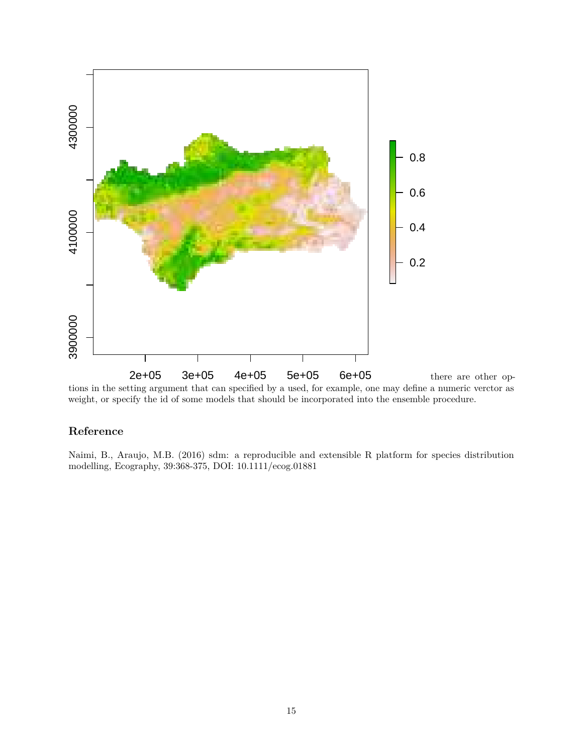4300000

4100000

3900000

2e+05
3e+05
4e+05
5e+05
6e+05

0.8
0.6
0.4
0.2

there are other options in the setting argument that can specified by a used, for example, one may define a numeric verctor as weight, or specify the id of some models that should be incorporated into the ensemble procedure.

## Reference

Naimi, B., Araujo, M.B. (2016) sdm: a reproducible and extensible R platform for species distribution modelling, Ecography, 39:368-375, DOI: 10.1111/ecog.01881